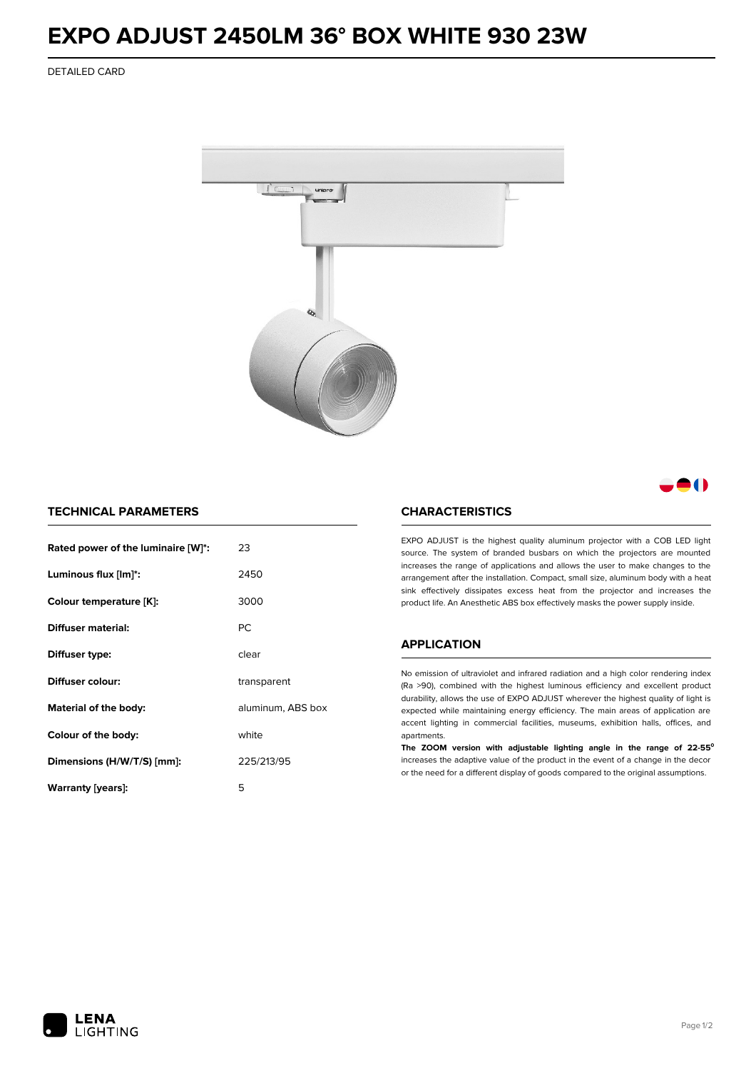# EXPO ADJUST 2450LM 36° BOX WHITE 930 23W

DETAILED CARD

## TECHNICAL PARAMETERS

| | |
|---|---|
| **Rated power of the luminaire [W]*:** | 23 |
| **Luminous flux [lm]*:** | 2450 |
| **Colour temperature [K]:** | 3000 |
| **Diffuser material:** | PC |
| **Diffuser type:** | clear |
| **Diffuser colour:** | transparent |
| **Material of the body:** | aluminum, ABS box |
| **Colour of the body:** | white |
| **Dimensions (H/W/T/S) [mm]:** | 225/213/95 |
| **Warranty [years]:** | 5 |

## CHARACTERISTICS

EXPO ADJUST is the highest quality aluminum projector with a COB LED light source. The system of branded busbars on which the projectors are mounted increases the range of applications and allows the user to make changes to the arrangement after the installation. Compact, small size, aluminum body with a heat sink effectively dissipates excess heat from the projector and increases the product life. An Anesthetic ABS box effectively masks the power supply inside.

## APPLICATION

No emission of ultraviolet and infrared radiation and a high color rendering index (Ra >90), combined with the highest luminous efficiency and excellent product durability, allows the use of EXPO ADJUST wherever the highest quality of light is expected while maintaining energy efficiency. The main areas of application are accent lighting in commercial facilities, museums, exhibition halls, offices, and apartments.

**The ZOOM version with adjustable lighting angle in the range of 22-55°** increases the adaptive value of the product in the event of a change in the decor or the need for a different display of goods compared to the original assumptions.

LENA LIGHTING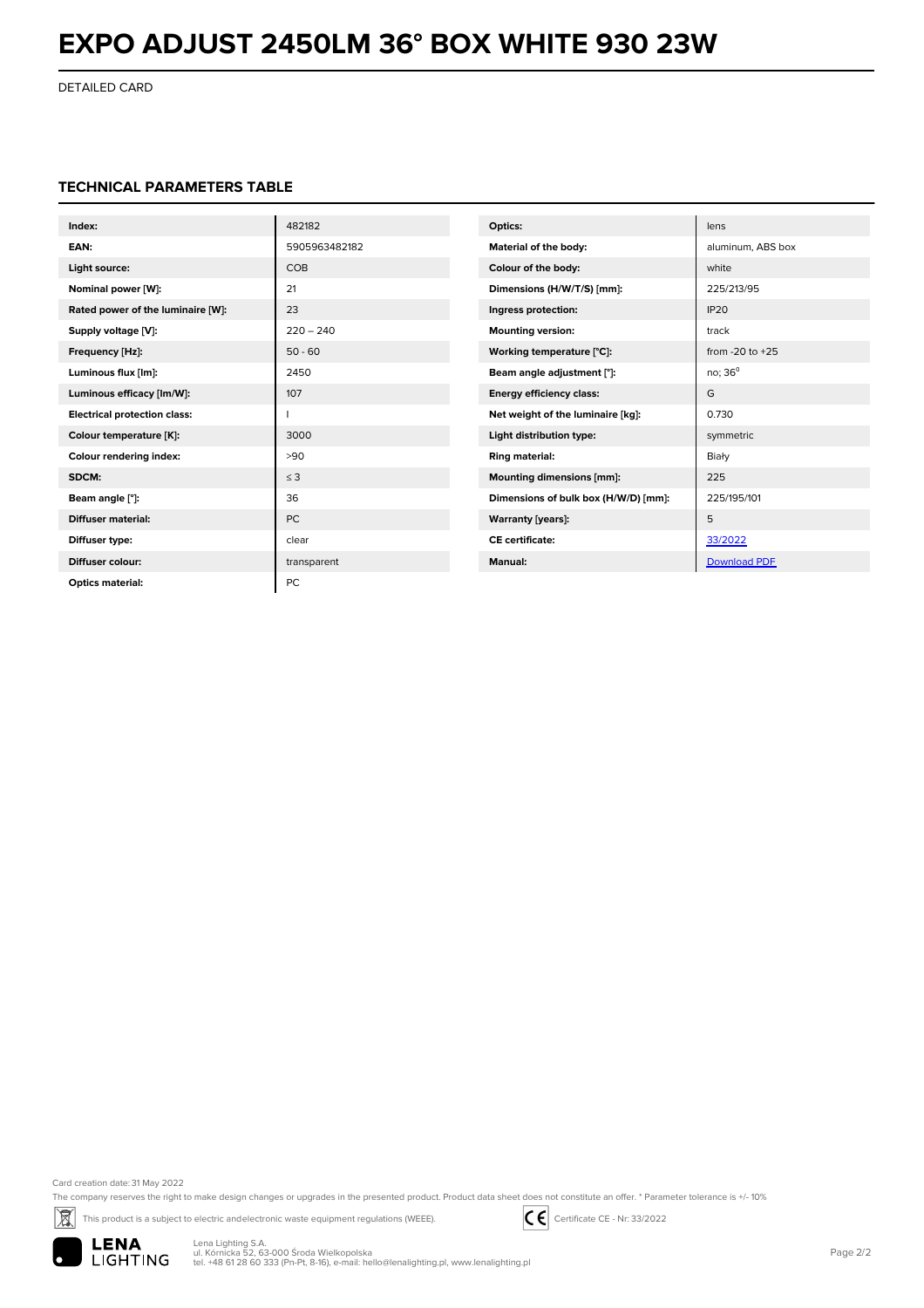# EXPO ADJUST 2450LM 36° BOX WHITE 930 23W

DETAILED CARD

## TECHNICAL PARAMETERS TABLE

| | |
|---|---|
| **Index:** | 482182 |
| **EAN:** | 5905963482182 |
| **Light source:** | COB |
| **Nominal power [W]:** | 21 |
| **Rated power of the luminaire [W]:** | 23 |
| **Supply voltage [V]:** | 220 – 240 |
| **Frequency [Hz]:** | 50 - 60 |
| **Luminous flux [lm]:** | 2450 |
| **Luminous efficacy [lm/W]:** | 107 |
| **Electrical protection class:** | I |
| **Colour temperature [K]:** | 3000 |
| **Colour rendering index:** | >90 |
| **SDCM:** | ≤ 3 |
| **Beam angle [°]:** | 36 |
| **Diffuser material:** | PC |
| **Diffuser type:** | clear |
| **Diffuser colour:** | transparent |
| **Optics material:** | PC |
| **Optics:** | lens |
| **Material of the body:** | aluminum, ABS box |
| **Colour of the body:** | white |
| **Dimensions (H/W/T/S) [mm]:** | 225/213/95 |
| **Ingress protection:** | IP20 |
| **Mounting version:** | track |
| **Working temperature [°C]:** | from -20 to +25 |
| **Beam angle adjustment [°]:** | no; 36° |
| **Energy efficiency class:** | G |
| **Net weight of the luminaire [kg]:** | 0.730 |
| **Light distribution type:** | symmetric |
| **Ring material:** | Biały |
| **Mounting dimensions [mm]:** | 225 |
| **Dimensions of bulk box (H/W/D) [mm]:** | 225/195/101 |
| **Warranty [years]:** | 5 |
| **CE certificate:** | 33/2022 |
| **Manual:** | Download PDF |

Card creation date: 31 May 2022

The company reserves the right to make design changes or upgrades in the presented product. Product data sheet does not constitute an offer. * Parameter tolerance is +/- 10%

This product is a subject to electric andelectronic waste equipment regulations (WEEE).

Certificate CE - Nr: 33/2022

Lena Lighting S.A.
ul. Kórnicka 52, 63-000 Środa Wielkopolska
tel. +48 61 28 60 333 (Pn-Pt, 8-16), e-mail: hello@lenalighting.pl, www.lenalighting.pl